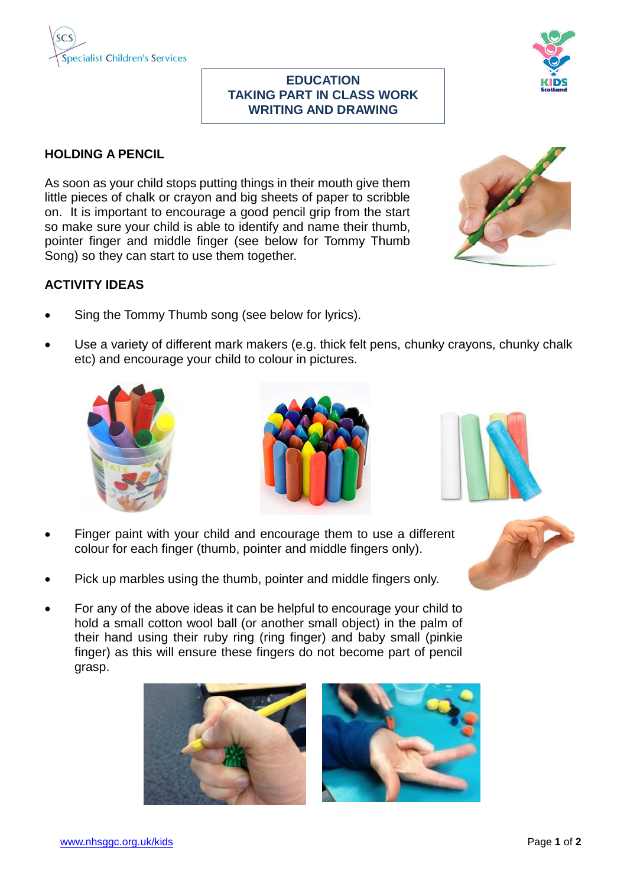# EDUCATION
# TAKING PART IN CLASS WORK
# WRITING AND DRAWING

## HOLDING A PENCIL

As soon as your child stops putting things in their mouth give them little pieces of chalk or crayon and big sheets of paper to scribble on. It is important to encourage a good pencil grip from the start so make sure your child is able to identify and name their thumb, pointer finger and middle finger (see below for Tommy Thumb Song) so they can start to use them together.

## ACTIVITY IDEAS

- Sing the Tommy Thumb song (see below for lyrics).
- Use a variety of different mark makers (e.g. thick felt pens, chunky crayons, chunky chalk etc) and encourage your child to colour in pictures.
- Finger paint with your child and encourage them to use a different colour for each finger (thumb, pointer and middle fingers only).
- Pick up marbles using the thumb, pointer and middle fingers only.
- For any of the above ideas it can be helpful to encourage your child to hold a small cotton wool ball (or another small object) in the palm of their hand using their ruby ring (ring finger) and baby small (pinkie finger) as this will ensure these fingers do not become part of pencil grasp.

www.nhsggc.org.uk/kids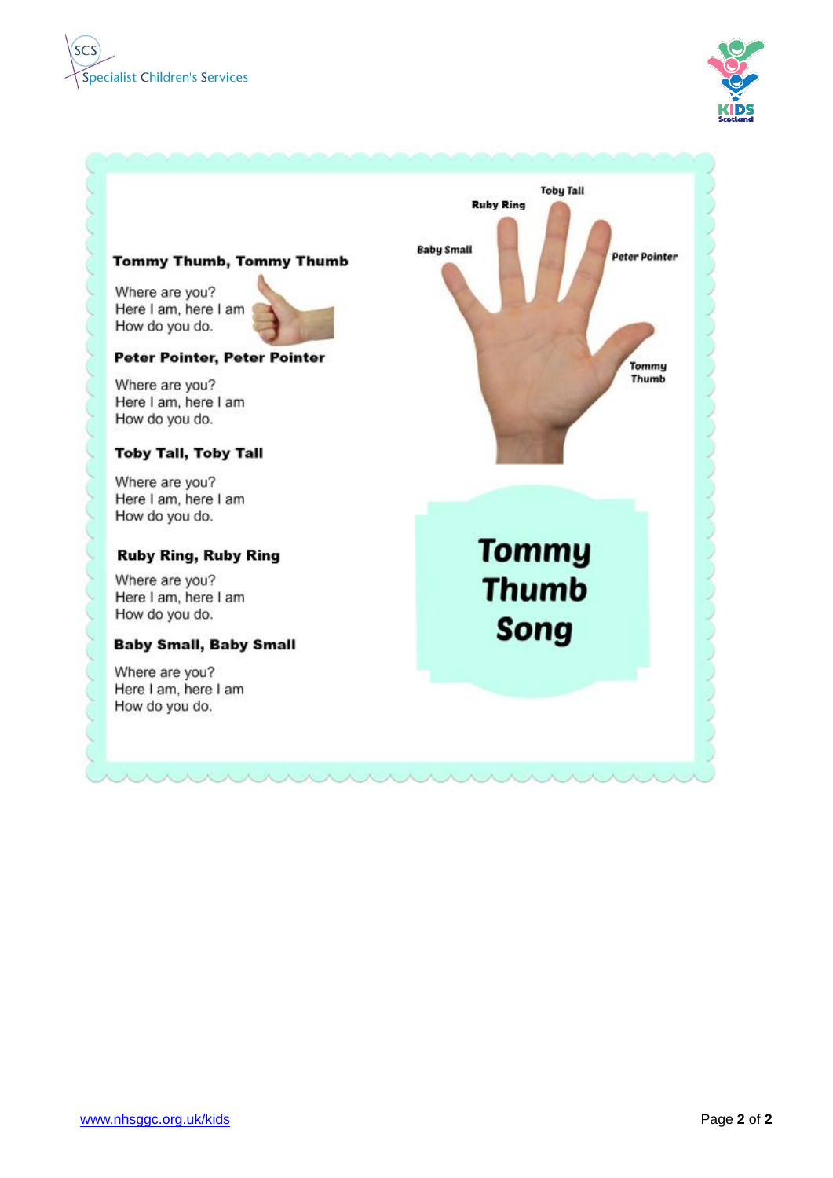# Tommy Thumb Song

**Tommy Thumb, Tommy Thumb**

Where are you?
Here I am, here I am
How do you do.

**Peter Pointer, Peter Pointer**

Where are you?
Here I am, here I am
How do you do.

**Toby Tall, Toby Tall**

Where are you?
Here I am, here I am
How do you do.

**Ruby Ring, Ruby Ring**

Where are you?
Here I am, here I am
How do you do.

**Baby Small, Baby Small**

Where are you?
Here I am, here I am
How do you do.

Baby Small
Ruby Ring
Toby Tall
Peter Pointer
Tommy Thumb

www.nhsggc.org.uk/kids